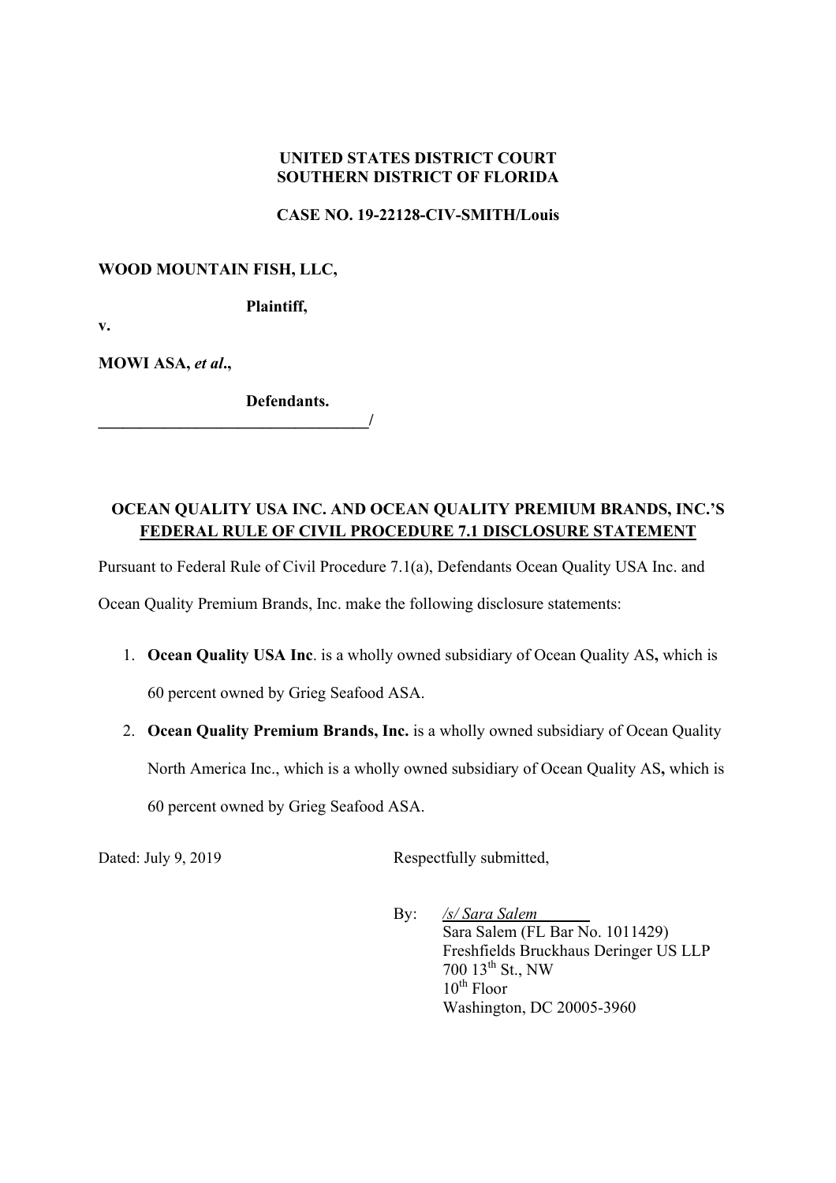**UNITED STATES DISTRICT COURT**
**SOUTHERN DISTRICT OF FLORIDA**

**CASE NO. 19-22128-CIV-SMITH/Louis**

**WOOD MOUNTAIN FISH, LLC,**

**Plaintiff,**

**v.**

**MOWI ASA, *et al*.,**

**Defendants.**
**_________________________________/**

## OCEAN QUALITY USA INC. AND OCEAN QUALITY PREMIUM BRANDS, INC.'S FEDERAL RULE OF CIVIL PROCEDURE 7.1 DISCLOSURE STATEMENT

Pursuant to Federal Rule of Civil Procedure 7.1(a), Defendants Ocean Quality USA Inc. and Ocean Quality Premium Brands, Inc. make the following disclosure statements:

1. **Ocean Quality USA Inc**. is a wholly owned subsidiary of Ocean Quality AS**,** which is 60 percent owned by Grieg Seafood ASA.
2. **Ocean Quality Premium Brands, Inc.** is a wholly owned subsidiary of Ocean Quality North America Inc., which is a wholly owned subsidiary of Ocean Quality AS**,** which is 60 percent owned by Grieg Seafood ASA.

Dated: July 9, 2019

Respectfully submitted,

By: */s/ Sara Salem*
Sara Salem (FL Bar No. 1011429)
Freshfields Bruckhaus Deringer US LLP
700 13th St., NW
10th Floor
Washington, DC 20005-3960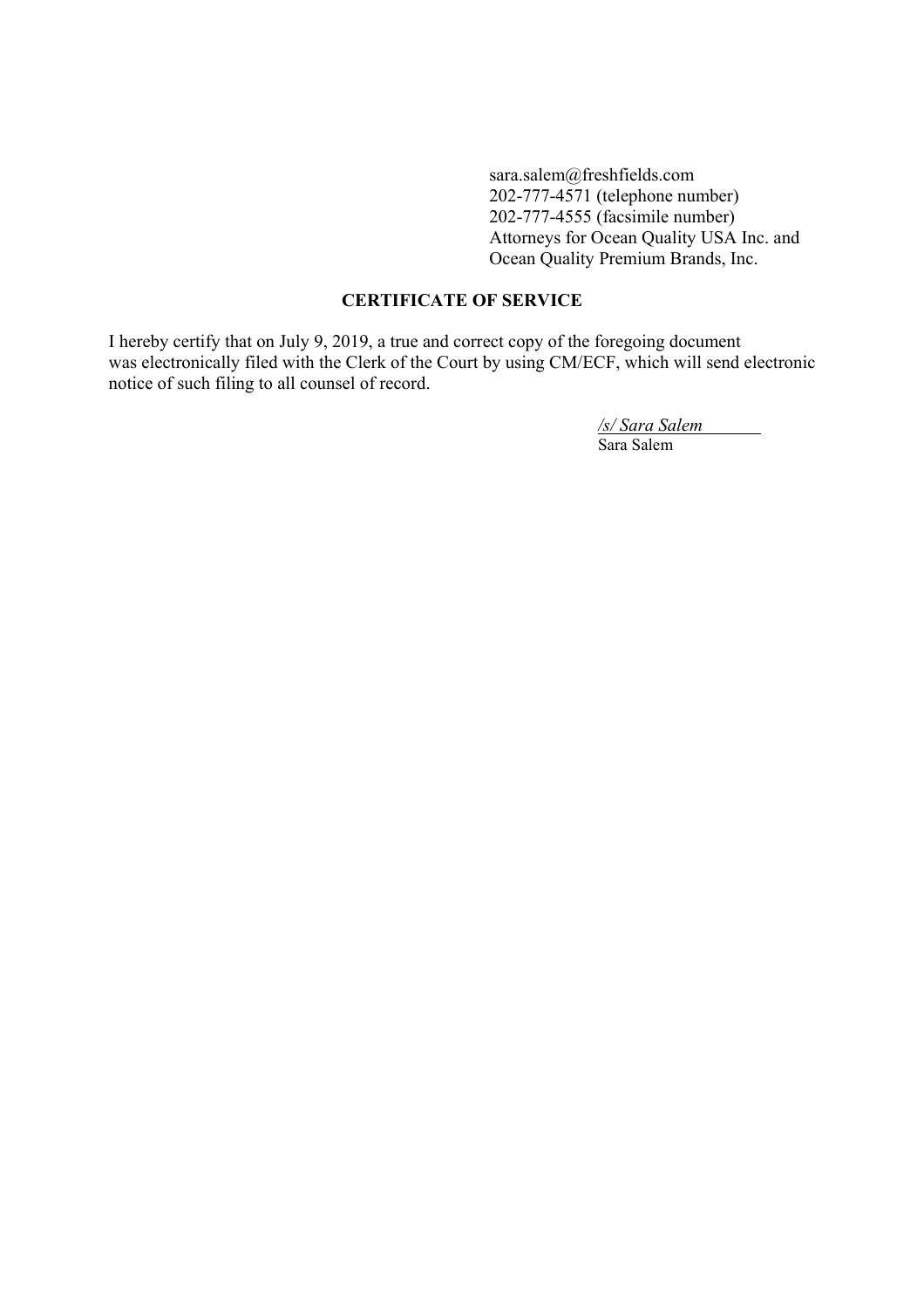sara.salem@freshfields.com
202-777-4571 (telephone number)
202-777-4555 (facsimile number)
Attorneys for Ocean Quality USA Inc. and
Ocean Quality Premium Brands, Inc.

**CERTIFICATE OF SERVICE**

I hereby certify that on July 9, 2019, a true and correct copy of the foregoing document was electronically filed with the Clerk of the Court by using CM/ECF, which will send electronic notice of such filing to all counsel of record.

*/s/ Sara Salem*
Sara Salem